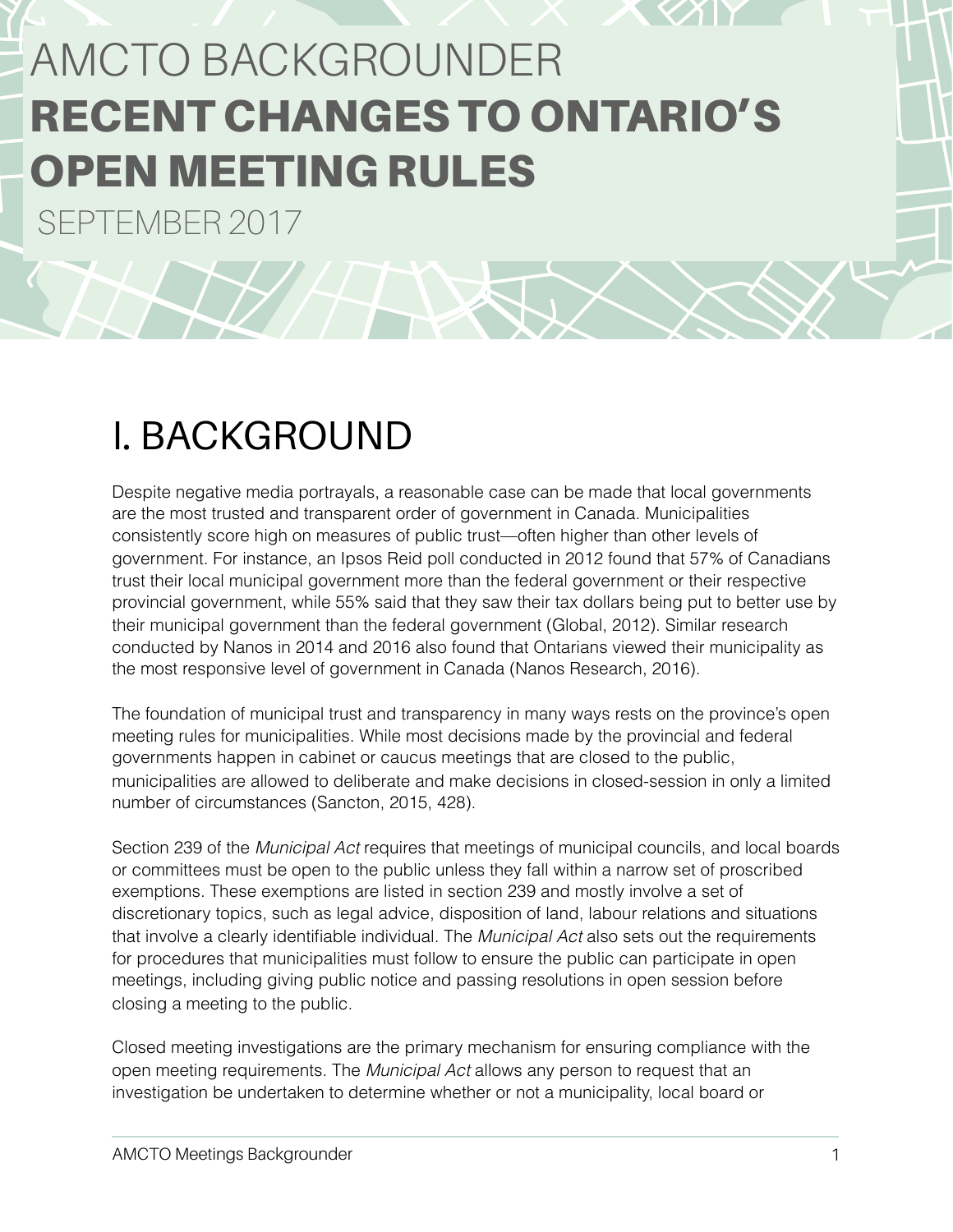# AMCTO BACKGROUNDER
# RECENT CHANGES TO ONTARIO'S OPEN MEETING RULES

SEPTEMBER 2017

## I. BACKGROUND

Despite negative media portrayals, a reasonable case can be made that local governments are the most trusted and transparent order of government in Canada. Municipalities consistently score high on measures of public trust—often higher than other levels of government. For instance, an Ipsos Reid poll conducted in 2012 found that 57% of Canadians trust their local municipal government more than the federal government or their respective provincial government, while 55% said that they saw their tax dollars being put to better use by their municipal government than the federal government (Global, 2012). Similar research conducted by Nanos in 2014 and 2016 also found that Ontarians viewed their municipality as the most responsive level of government in Canada (Nanos Research, 2016).

The foundation of municipal trust and transparency in many ways rests on the province's open meeting rules for municipalities. While most decisions made by the provincial and federal governments happen in cabinet or caucus meetings that are closed to the public, municipalities are allowed to deliberate and make decisions in closed-session in only a limited number of circumstances (Sancton, 2015, 428).

Section 239 of the *Municipal Act* requires that meetings of municipal councils, and local boards or committees must be open to the public unless they fall within a narrow set of proscribed exemptions. These exemptions are listed in section 239 and mostly involve a set of discretionary topics, such as legal advice, disposition of land, labour relations and situations that involve a clearly identifiable individual. The *Municipal Act* also sets out the requirements for procedures that municipalities must follow to ensure the public can participate in open meetings, including giving public notice and passing resolutions in open session before closing a meeting to the public.

Closed meeting investigations are the primary mechanism for ensuring compliance with the open meeting requirements. The *Municipal Act* allows any person to request that an investigation be undertaken to determine whether or not a municipality, local board or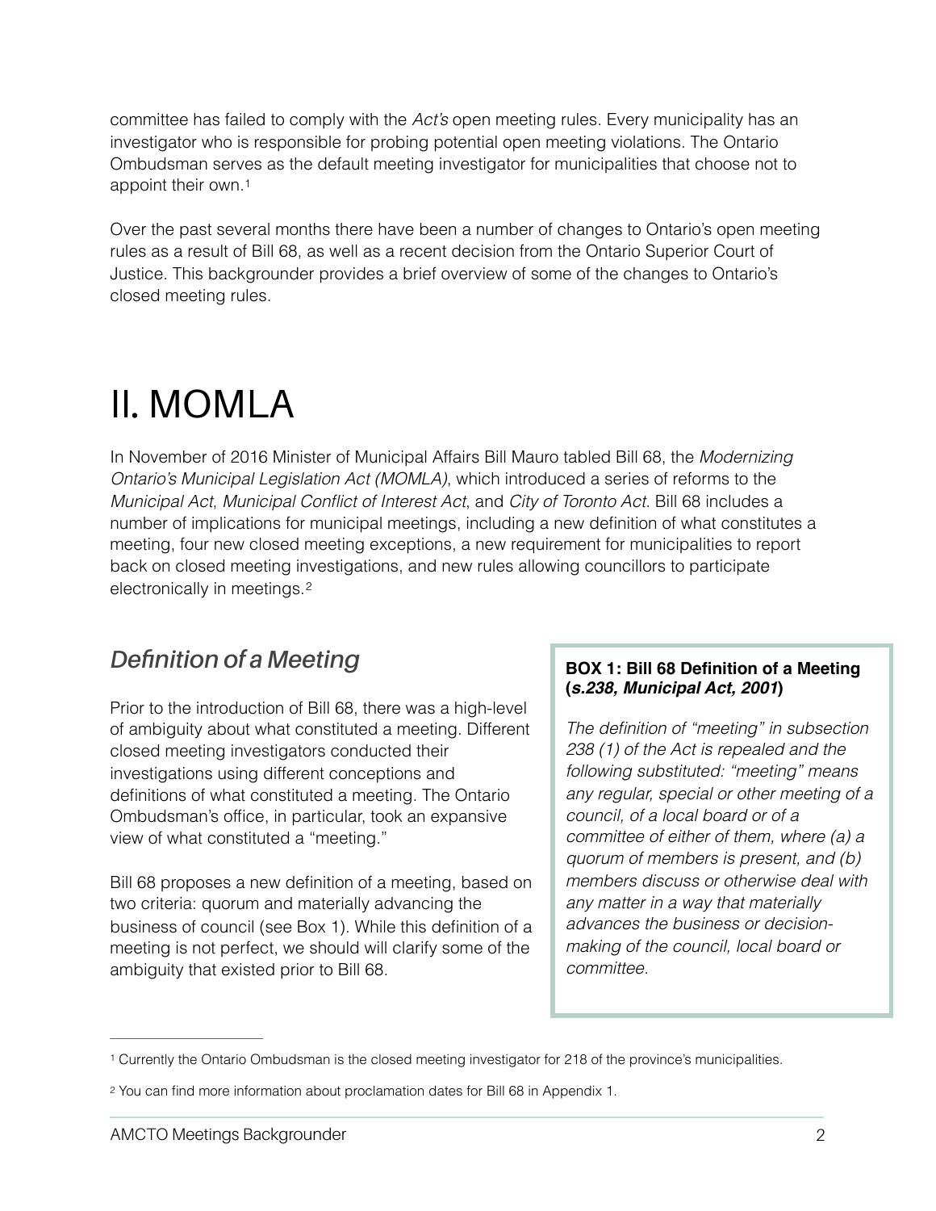committee has failed to comply with the *Act's* open meeting rules. Every municipality has an investigator who is responsible for probing potential open meeting violations. The Ontario Ombudsman serves as the default meeting investigator for municipalities that choose not to appoint their own.[1]

Over the past several months there have been a number of changes to Ontario's open meeting rules as a result of Bill 68, as well as a recent decision from the Ontario Superior Court of Justice. This backgrounder provides a brief overview of some of the changes to Ontario's closed meeting rules.

# II. MOMLA

In November of 2016 Minister of Municipal Affairs Bill Mauro tabled Bill 68, the *Modernizing Ontario's Municipal Legislation Act (MOMLA)*, which introduced a series of reforms to the *Municipal Act*, *Municipal Conflict of Interest Act*, and *City of Toronto Act*. Bill 68 includes a number of implications for municipal meetings, including a new definition of what constitutes a meeting, four new closed meeting exceptions, a new requirement for municipalities to report back on closed meeting investigations, and new rules allowing councillors to participate electronically in meetings.[2]

## *Definition of a Meeting*

Prior to the introduction of Bill 68, there was a high-level of ambiguity about what constituted a meeting. Different closed meeting investigators conducted their investigations using different conceptions and definitions of what constituted a meeting. The Ontario Ombudsman's office, in particular, took an expansive view of what constituted a "meeting."

Bill 68 proposes a new definition of a meeting, based on two criteria: quorum and materially advancing the business of council (see Box 1). While this definition of a meeting is not perfect, we should will clarify some of the ambiguity that existed prior to Bill 68.

> **BOX 1: Bill 68 Definition of a Meeting (*s.238, Municipal Act, 2001*)**
>
> *The definition of "meeting" in subsection 238 (1) of the Act is repealed and the following substituted: "meeting" means any regular, special or other meeting of a council, of a local board or of a committee of either of them, where (a) a quorum of members is present, and (b) members discuss or otherwise deal with any matter in a way that materially advances the business or decision-making of the council, local board or committee.*

---

[1] Currently the Ontario Ombudsman is the closed meeting investigator for 218 of the province's municipalities.

[2] You can find more information about proclamation dates for Bill 68 in Appendix 1.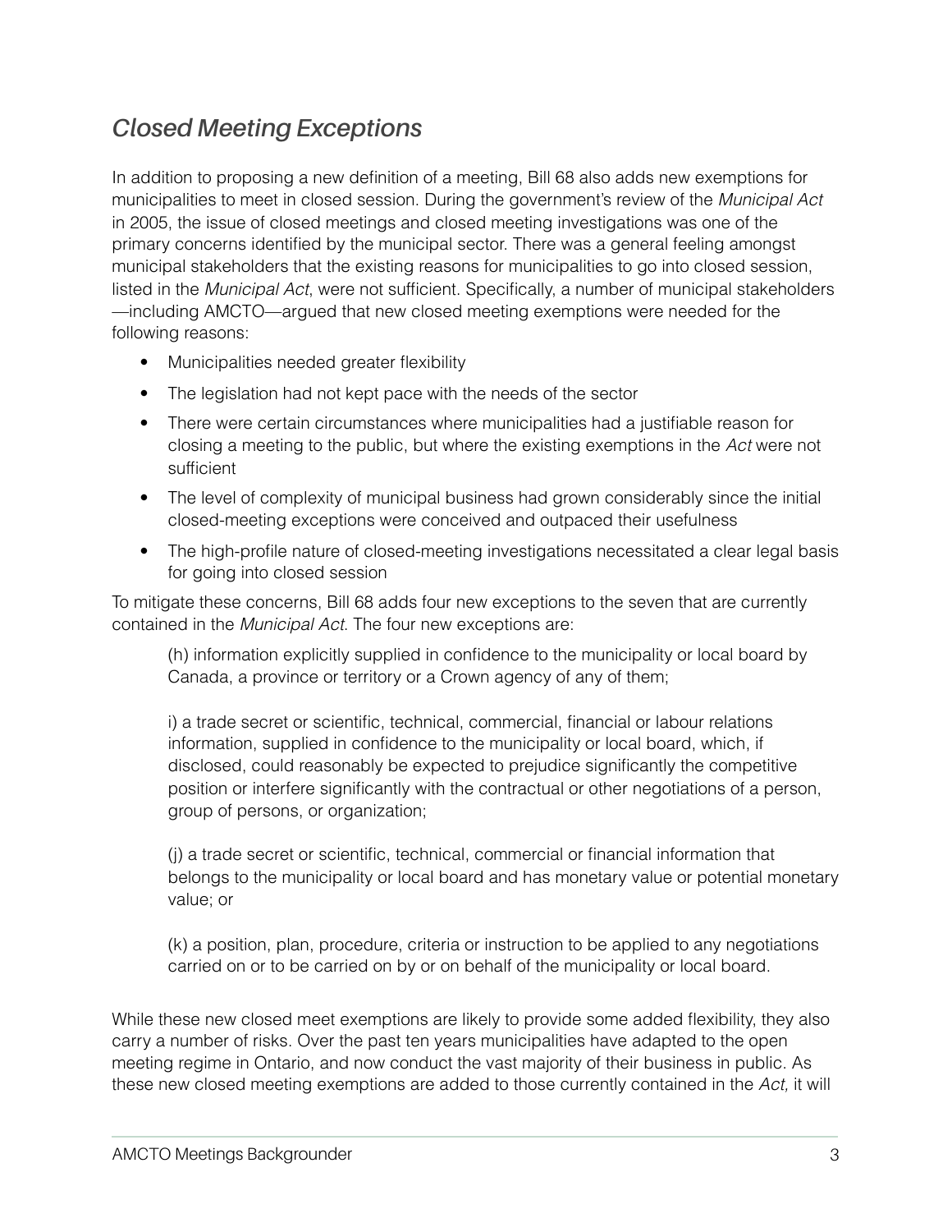## *Closed Meeting Exceptions*

In addition to proposing a new definition of a meeting, Bill 68 also adds new exemptions for municipalities to meet in closed session. During the government's review of the *Municipal Act* in 2005, the issue of closed meetings and closed meeting investigations was one of the primary concerns identified by the municipal sector. There was a general feeling amongst municipal stakeholders that the existing reasons for municipalities to go into closed session, listed in the *Municipal Act*, were not sufficient. Specifically, a number of municipal stakeholders—including AMCTO—argued that new closed meeting exemptions were needed for the following reasons:

- Municipalities needed greater flexibility
- The legislation had not kept pace with the needs of the sector
- There were certain circumstances where municipalities had a justifiable reason for closing a meeting to the public, but where the existing exemptions in the *Act* were not sufficient
- The level of complexity of municipal business had grown considerably since the initial closed-meeting exceptions were conceived and outpaced their usefulness
- The high-profile nature of closed-meeting investigations necessitated a clear legal basis for going into closed session

To mitigate these concerns, Bill 68 adds four new exceptions to the seven that are currently contained in the *Municipal Act*. The four new exceptions are:

> (h) information explicitly supplied in confidence to the municipality or local board by Canada, a province or territory or a Crown agency of any of them;
>
> i) a trade secret or scientific, technical, commercial, financial or labour relations information, supplied in confidence to the municipality or local board, which, if disclosed, could reasonably be expected to prejudice significantly the competitive position or interfere significantly with the contractual or other negotiations of a person, group of persons, or organization;
>
> (j) a trade secret or scientific, technical, commercial or financial information that belongs to the municipality or local board and has monetary value or potential monetary value; or
>
> (k) a position, plan, procedure, criteria or instruction to be applied to any negotiations carried on or to be carried on by or on behalf of the municipality or local board.

While these new closed meet exemptions are likely to provide some added flexibility, they also carry a number of risks. Over the past ten years municipalities have adapted to the open meeting regime in Ontario, and now conduct the vast majority of their business in public. As these new closed meeting exemptions are added to those currently contained in the *Act,* it will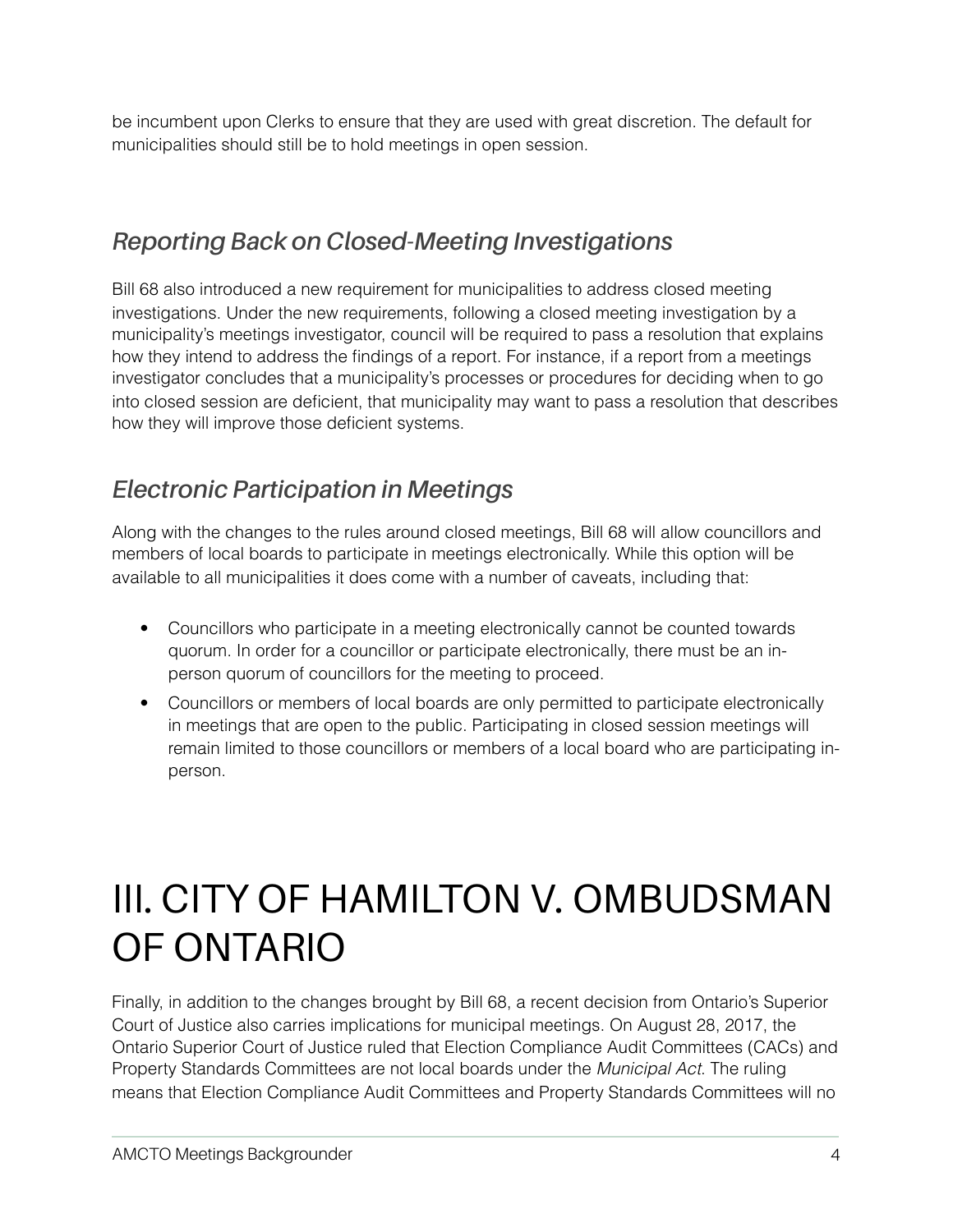be incumbent upon Clerks to ensure that they are used with great discretion. The default for municipalities should still be to hold meetings in open session.

### *Reporting Back on Closed-Meeting Investigations*

Bill 68 also introduced a new requirement for municipalities to address closed meeting investigations. Under the new requirements, following a closed meeting investigation by a municipality's meetings investigator, council will be required to pass a resolution that explains how they intend to address the findings of a report. For instance, if a report from a meetings investigator concludes that a municipality's processes or procedures for deciding when to go into closed session are deficient, that municipality may want to pass a resolution that describes how they will improve those deficient systems.

### *Electronic Participation in Meetings*

Along with the changes to the rules around closed meetings, Bill 68 will allow councillors and members of local boards to participate in meetings electronically. While this option will be available to all municipalities it does come with a number of caveats, including that:

- Councillors who participate in a meeting electronically cannot be counted towards quorum. In order for a councillor or participate electronically, there must be an in-person quorum of councillors for the meeting to proceed.
- Councillors or members of local boards are only permitted to participate electronically in meetings that are open to the public. Participating in closed session meetings will remain limited to those councillors or members of a local board who are participating in-person.

# III. CITY OF HAMILTON V. OMBUDSMAN OF ONTARIO

Finally, in addition to the changes brought by Bill 68, a recent decision from Ontario's Superior Court of Justice also carries implications for municipal meetings. On August 28, 2017, the Ontario Superior Court of Justice ruled that Election Compliance Audit Committees (CACs) and Property Standards Committees are not local boards under the *Municipal Act*. The ruling means that Election Compliance Audit Committees and Property Standards Committees will no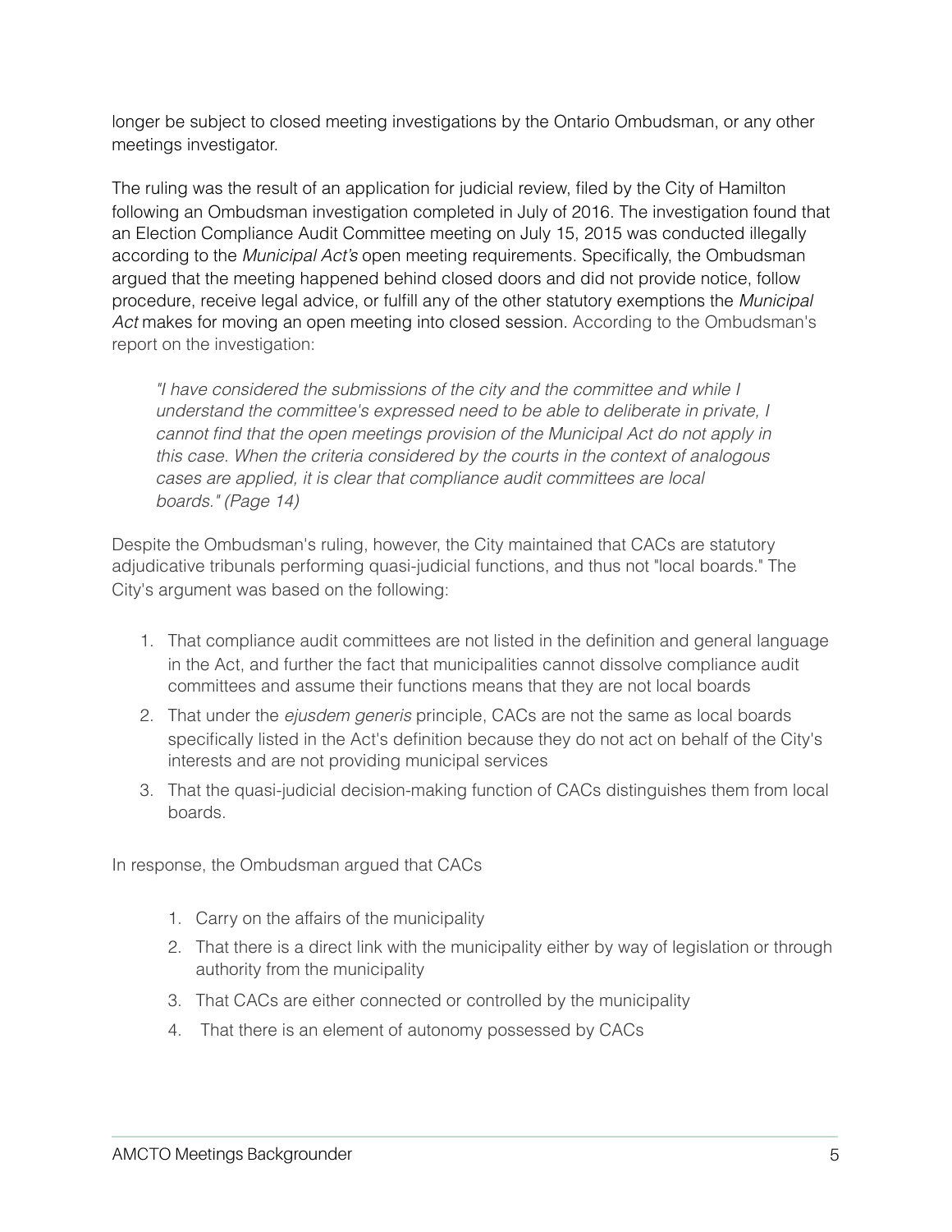longer be subject to closed meeting investigations by the Ontario Ombudsman, or any other meetings investigator.

The ruling was the result of an application for judicial review, filed by the City of Hamilton following an Ombudsman investigation completed in July of 2016. The investigation found that an Election Compliance Audit Committee meeting on July 15, 2015 was conducted illegally according to the *Municipal Act's* open meeting requirements. Specifically, the Ombudsman argued that the meeting happened behind closed doors and did not provide notice, follow procedure, receive legal advice, or fulfill any of the other statutory exemptions the *Municipal Act* makes for moving an open meeting into closed session. According to the Ombudsman's report on the investigation:

> *"I have considered the submissions of the city and the committee and while I understand the committee's expressed need to be able to deliberate in private, I cannot find that the open meetings provision of the Municipal Act do not apply in this case. When the criteria considered by the courts in the context of analogous cases are applied, it is clear that compliance audit committees are local boards." (Page 14)*

Despite the Ombudsman's ruling, however, the City maintained that CACs are statutory adjudicative tribunals performing quasi-judicial functions, and thus not "local boards." The City's argument was based on the following:

1. That compliance audit committees are not listed in the definition and general language in the Act, and further the fact that municipalities cannot dissolve compliance audit committees and assume their functions means that they are not local boards
2. That under the *ejusdem generis* principle, CACs are not the same as local boards specifically listed in the Act's definition because they do not act on behalf of the City's interests and are not providing municipal services
3. That the quasi-judicial decision-making function of CACs distinguishes them from local boards.

In response, the Ombudsman argued that CACs

1. Carry on the affairs of the municipality
2. That there is a direct link with the municipality either by way of legislation or through authority from the municipality
3. That CACs are either connected or controlled by the municipality
4. That there is an element of autonomy possessed by CACs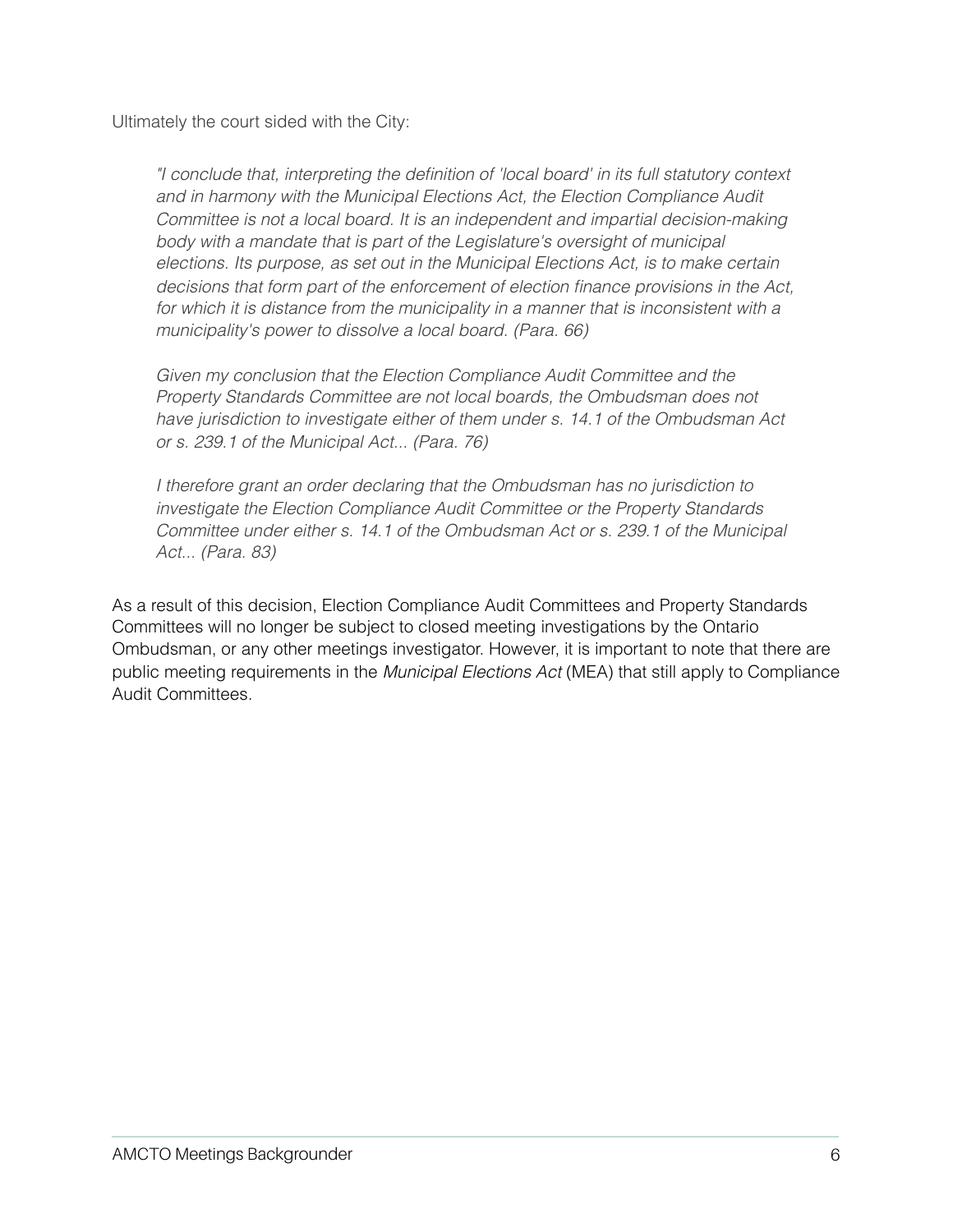Ultimately the court sided with the City:

> *"I conclude that, interpreting the definition of 'local board' in its full statutory context and in harmony with the Municipal Elections Act, the Election Compliance Audit Committee is not a local board. It is an independent and impartial decision-making body with a mandate that is part of the Legislature's oversight of municipal elections. Its purpose, as set out in the Municipal Elections Act, is to make certain decisions that form part of the enforcement of election finance provisions in the Act, for which it is distance from the municipality in a manner that is inconsistent with a municipality's power to dissolve a local board. (Para. 66)*
>
> *Given my conclusion that the Election Compliance Audit Committee and the Property Standards Committee are not local boards, the Ombudsman does not have jurisdiction to investigate either of them under s. 14.1 of the Ombudsman Act or s. 239.1 of the Municipal Act... (Para. 76)*
>
> *I therefore grant an order declaring that the Ombudsman has no jurisdiction to investigate the Election Compliance Audit Committee or the Property Standards Committee under either s. 14.1 of the Ombudsman Act or s. 239.1 of the Municipal Act... (Para. 83)*

As a result of this decision, Election Compliance Audit Committees and Property Standards Committees will no longer be subject to closed meeting investigations by the Ontario Ombudsman, or any other meetings investigator. However, it is important to note that there are public meeting requirements in the *Municipal Elections Act* (MEA) that still apply to Compliance Audit Committees.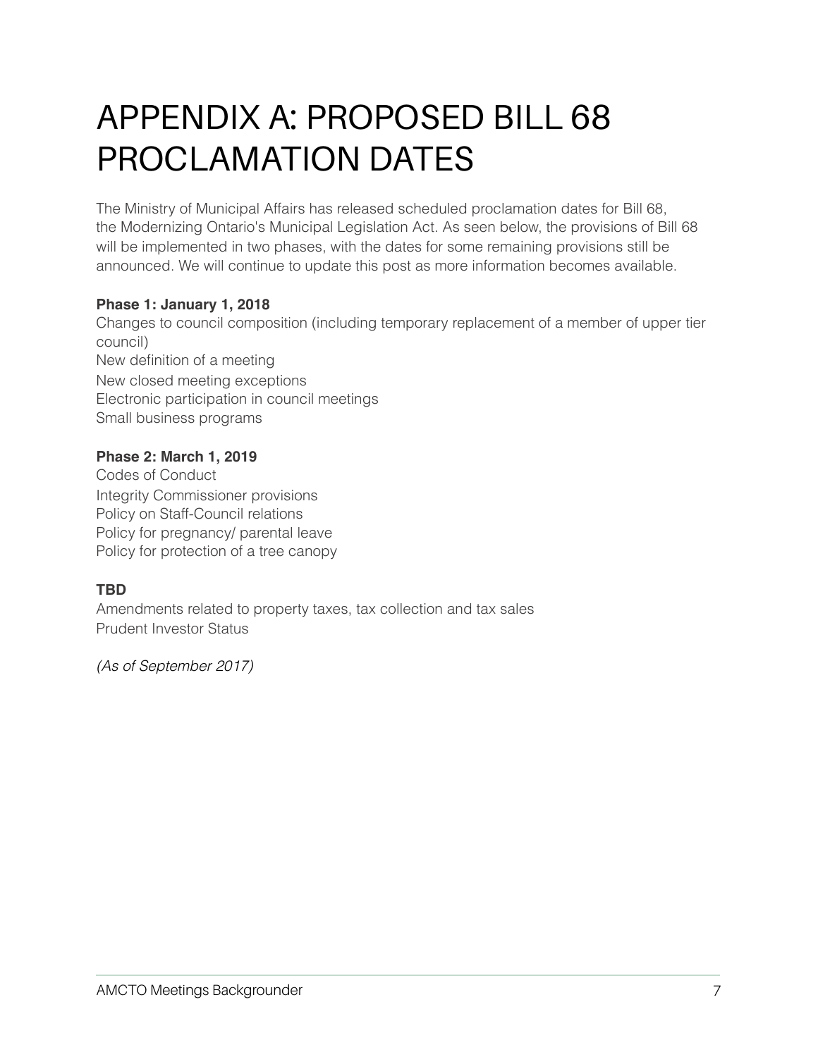# APPENDIX A: PROPOSED BILL 68 PROCLAMATION DATES

The Ministry of Municipal Affairs has released scheduled proclamation dates for Bill 68, the Modernizing Ontario's Municipal Legislation Act. As seen below, the provisions of Bill 68 will be implemented in two phases, with the dates for some remaining provisions still be announced. We will continue to update this post as more information becomes available.

**Phase 1: January 1, 2018**

Changes to council composition (including temporary replacement of a member of upper tier council)
New definition of a meeting
New closed meeting exceptions
Electronic participation in council meetings
Small business programs

**Phase 2: March 1, 2019**

Codes of Conduct
Integrity Commissioner provisions
Policy on Staff-Council relations
Policy for pregnancy/ parental leave
Policy for protection of a tree canopy

**TBD**

Amendments related to property taxes, tax collection and tax sales
Prudent Investor Status

*(As of September 2017)*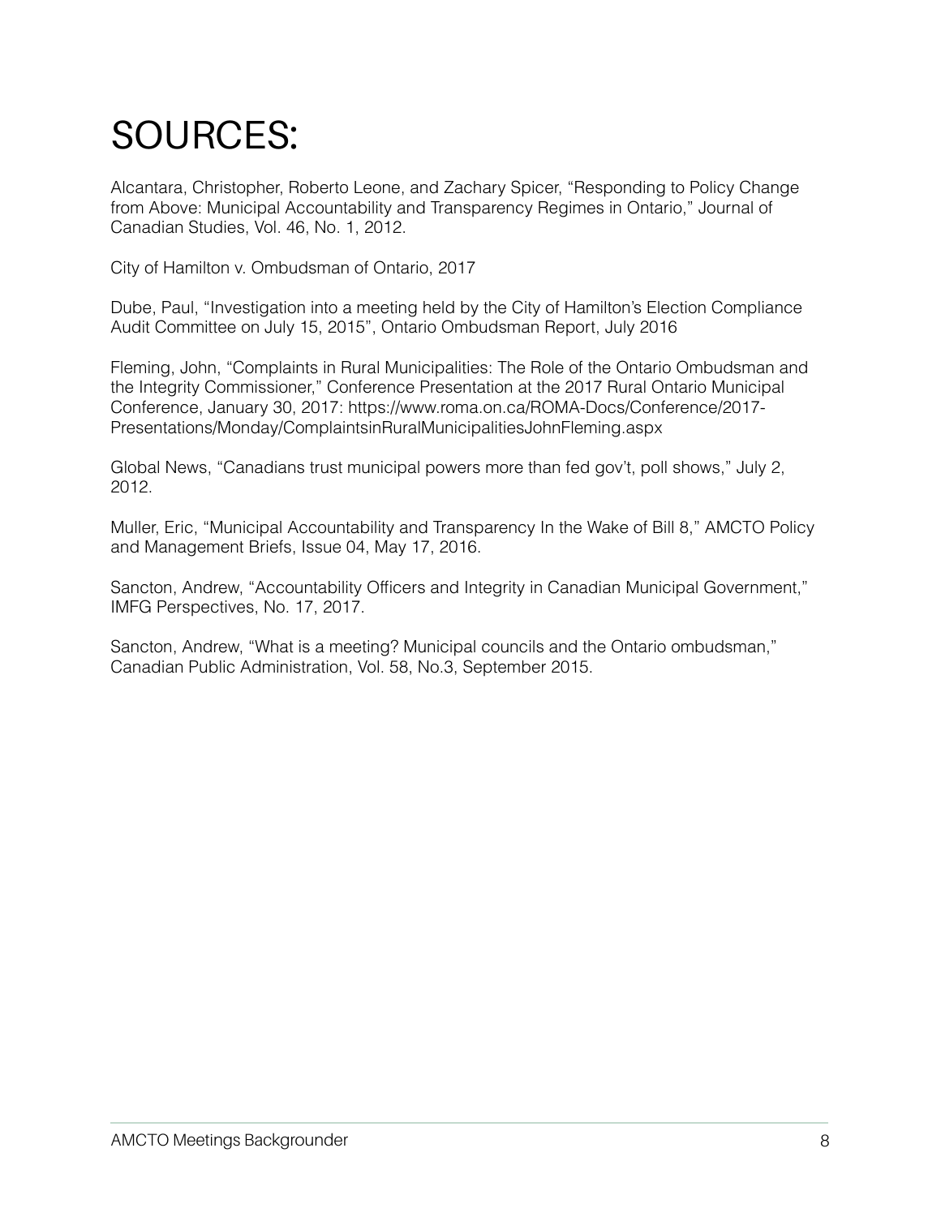# SOURCES:

Alcantara, Christopher, Roberto Leone, and Zachary Spicer, "Responding to Policy Change from Above: Municipal Accountability and Transparency Regimes in Ontario," Journal of Canadian Studies, Vol. 46, No. 1, 2012.

City of Hamilton v. Ombudsman of Ontario, 2017

Dube, Paul, "Investigation into a meeting held by the City of Hamilton's Election Compliance Audit Committee on July 15, 2015", Ontario Ombudsman Report, July 2016

Fleming, John, "Complaints in Rural Municipalities: The Role of the Ontario Ombudsman and the Integrity Commissioner," Conference Presentation at the 2017 Rural Ontario Municipal Conference, January 30, 2017: https://www.roma.on.ca/ROMA-Docs/Conference/2017-Presentations/Monday/ComplaintsinRuralMunicipalitiesJohnFleming.aspx

Global News, "Canadians trust municipal powers more than fed gov't, poll shows," July 2, 2012.

Muller, Eric, "Municipal Accountability and Transparency In the Wake of Bill 8," AMCTO Policy and Management Briefs, Issue 04, May 17, 2016.

Sancton, Andrew, "Accountability Officers and Integrity in Canadian Municipal Government," IMFG Perspectives, No. 17, 2017.

Sancton, Andrew, "What is a meeting? Municipal councils and the Ontario ombudsman," Canadian Public Administration, Vol. 58, No.3, September 2015.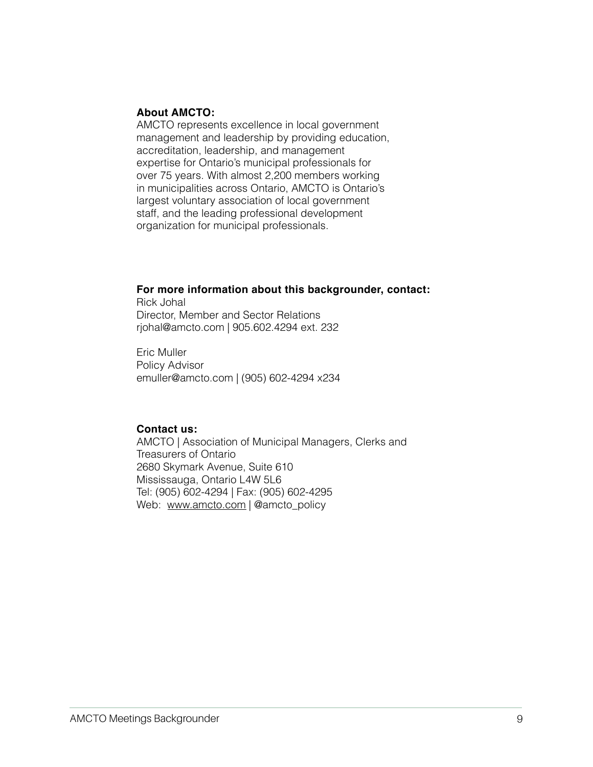**About AMCTO:**
AMCTO represents excellence in local government management and leadership by providing education, accreditation, leadership, and management expertise for Ontario's municipal professionals for over 75 years. With almost 2,200 members working in municipalities across Ontario, AMCTO is Ontario's largest voluntary association of local government staff, and the leading professional development organization for municipal professionals.

**For more information about this backgrounder, contact:**
Rick Johal
Director, Member and Sector Relations
rjohal@amcto.com | 905.602.4294 ext. 232

Eric Muller
Policy Advisor
emuller@amcto.com | (905) 602-4294 x234

**Contact us:**
AMCTO | Association of Municipal Managers, Clerks and Treasurers of Ontario
2680 Skymark Avenue, Suite 610
Mississauga, Ontario L4W 5L6
Tel: (905) 602-4294 | Fax: (905) 602-4295
Web: www.amcto.com | @amcto_policy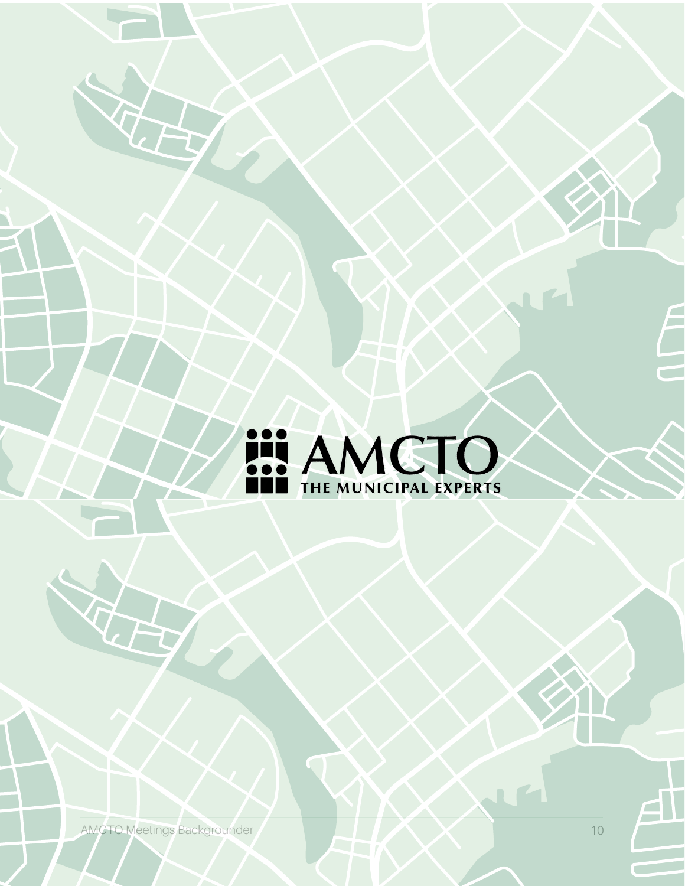AMCTO

THE MUNICIPAL EXPERTS